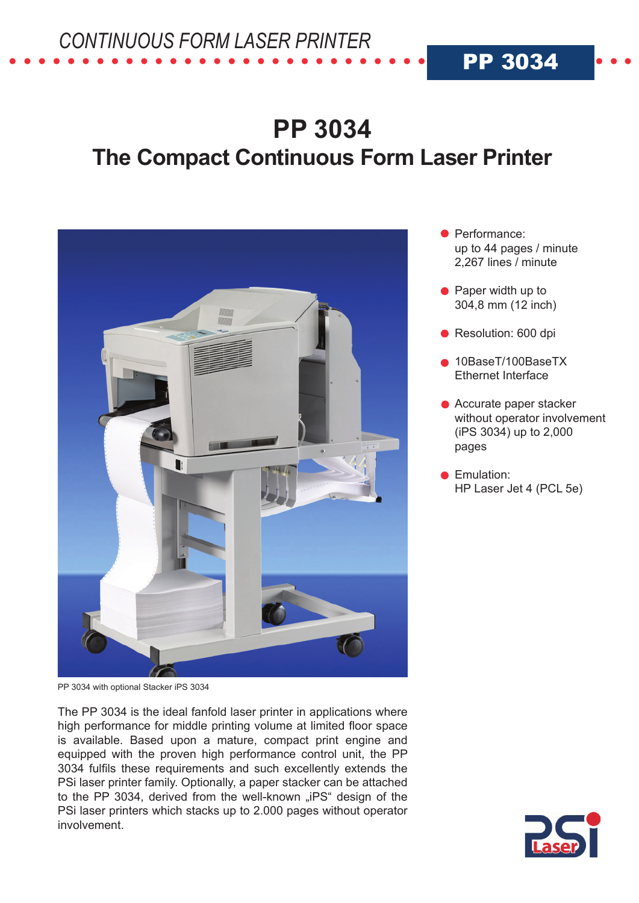CONTINUOUS FORM LASER PRINTER

**PP 3034**

# PP 3034
## The Compact Continuous Form Laser Printer

PP 3034 with optional Stacker iPS 3034

- Performance:
  up to 44 pages / minute
  2,267 lines / minute
- Paper width up to
  304,8 mm (12 inch)
- Resolution: 600 dpi
- 10BaseT/100BaseTX
  Ethernet Interface
- Accurate paper stacker
  without operator involvement
  (iPS 3034) up to 2,000
  pages
- Emulation:
  HP Laser Jet 4 (PCL 5e)

The PP 3034 is the ideal fanfold laser printer in applications where high performance for middle printing volume at limited floor space is available. Based upon a mature, compact print engine and equipped with the proven high performance control unit, the PP 3034 fulfils these requirements and such excellently extends the PSi laser printer family. Optionally, a paper stacker can be attached to the PP 3034, derived from the well-known „iPS" design of the PSi laser printers which stacks up to 2.000 pages without operator involvement.

PSi Laser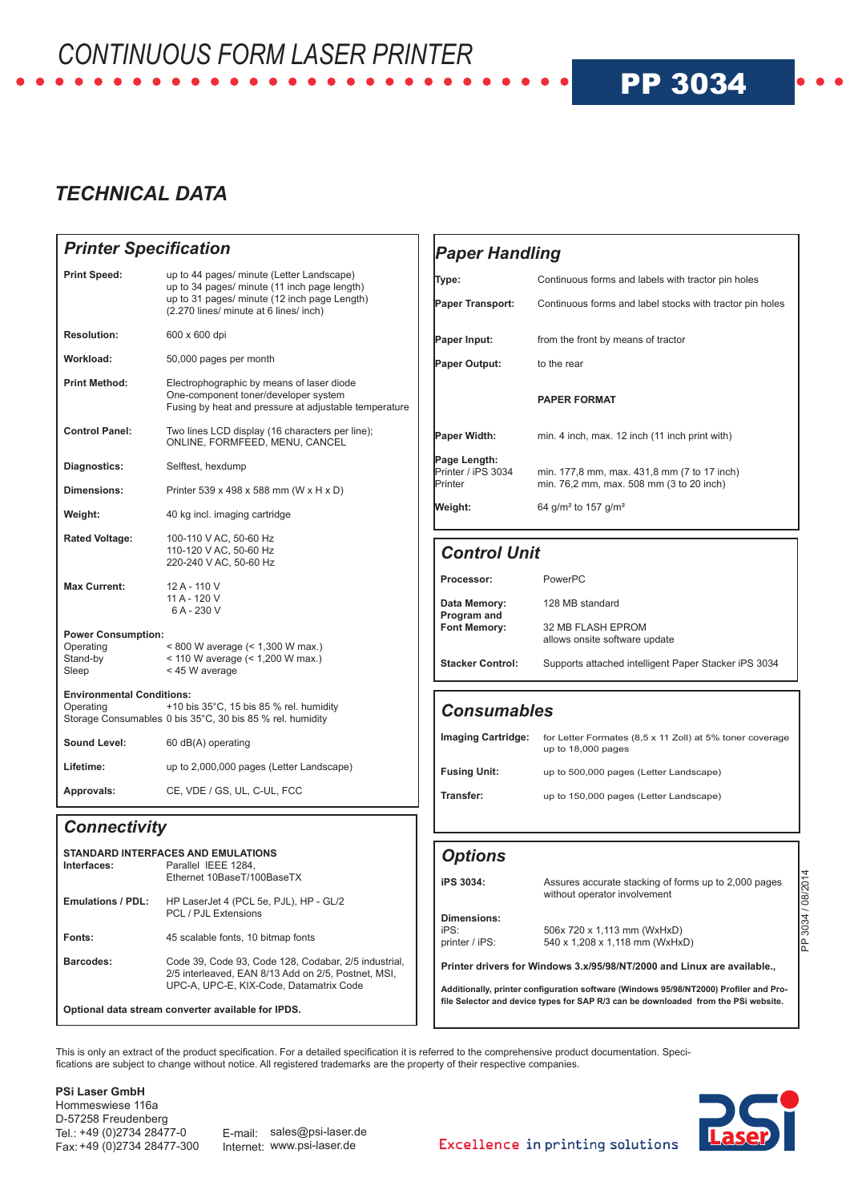# CONTINUOUS FORM LASER PRINTER

# PP 3034

## TECHNICAL DATA

### Printer Specification

| | |
|---|---|
| **Print Speed:** | up to 44 pages/ minute (Letter Landscape)<br>up to 34 pages/ minute (11 inch page length)<br>up to 31 pages/ minute (12 inch page Length)<br>(2.270 lines/ minute at 6 lines/ inch) |
| **Resolution:** | 600 x 600 dpi |
| **Workload:** | 50,000 pages per month |
| **Print Method:** | Electrophographic by means of laser diode<br>One-component toner/developer system<br>Fusing by heat and pressure at adjustable temperature |
| **Control Panel:** | Two lines LCD display (16 characters per line);<br>ONLINE, FORMFEED, MENU, CANCEL |
| **Diagnostics:** | Selftest, hexdump |
| **Dimensions:** | Printer 539 x 498 x 588 mm (W x H x D) |
| **Weight:** | 40 kg incl. imaging cartridge |
| **Rated Voltage:** | 100-110 V AC, 50-60 Hz<br>110-120 V AC, 50-60 Hz<br>220-240 V AC, 50-60 Hz |
| **Max Current:** | 12 A - 110 V<br>11 A - 120 V<br>6 A - 230 V |
| **Power Consumption:** | |
| Operating | < 800 W average (< 1,300 W max.) |
| Stand-by | < 110 W average (< 1,200 W max.) |
| Sleep | < 45 W average |
| **Environmental Conditions:** | |
| Operating | +10 bis 35°C, 15 bis 85 % rel. humidity |
| Storage Consumables | 0 bis 35°C, 30 bis 85 % rel. humidity |
| **Sound Level:** | 60 dB(A) operating |
| **Lifetime:** | up to 2,000,000 pages (Letter Landscape) |
| **Approvals:** | CE, VDE / GS, UL, C-UL, FCC |

### Connectivity

**STANDARD INTERFACES AND EMULATIONS**

| | |
|---|---|
| **Interfaces:** | Parallel IEEE 1284,<br>Ethernet 10BaseT/100BaseTX |
| **Emulations / PDL:** | HP LaserJet 4 (PCL 5e, PJL), HP - GL/2<br>PCL / PJL Extensions |
| **Fonts:** | 45 scalable fonts, 10 bitmap fonts |
| **Barcodes:** | Code 39, Code 93, Code 128, Codabar, 2/5 industrial, 2/5 interleaved, EAN 8/13 Add on 2/5, Postnet, MSI, UPC-A, UPC-E, KIX-Code, Datamatrix Code |

**Optional data stream converter available for IPDS.**

### Paper Handling

| | |
|---|---|
| **Type:** | Continuous forms and labels with tractor pin holes |
| **Paper Transport:** | Continuous forms and label stocks with tractor pin holes |
| **Paper Input:** | from the front by means of tractor |
| **Paper Output:** | to the rear |
| | **PAPER FORMAT** |
| **Paper Width:** | min. 4 inch, max. 12 inch (11 inch print with) |
| **Page Length:** | |
| Printer / iPS 3034 | min. 177,8 mm, max. 431,8 mm (7 to 17 inch) |
| Printer | min. 76,2 mm, max. 508 mm (3 to 20 inch) |
| **Weight:** | 64 g/m² to 157 g/m² |

### Control Unit

| | |
|---|---|
| **Processor:** | PowerPC |
| **Data Memory:** | 128 MB standard |
| **Program and Font Memory:** | 32 MB FLASH EPROM<br>allows onsite software update |
| **Stacker Control:** | Supports attached intelligent Paper Stacker iPS 3034 |

### Consumables

| | |
|---|---|
| **Imaging Cartridge:** | for Letter Formates (8,5 x 11 Zoll) at 5% toner coverage up to 18,000 pages |
| **Fusing Unit:** | up to 500,000 pages (Letter Landscape) |
| **Transfer:** | up to 150,000 pages (Letter Landscape) |

### Options

| | |
|---|---|
| **iPS 3034:** | Assures accurate stacking of forms up to 2,000 pages without operator involvement |
| **Dimensions:** | |
| iPS: | 506x 720 x 1,113 mm (WxHxD) |
| printer / iPS: | 540 x 1,208 x 1,118 mm (WxHxD) |

**Printer drivers for Windows 3.x/95/98/NT/2000 and Linux are available.,**

**Additionally, printer configuration software (Windows 95/98/NT2000) Profiler and Profile Selector and device types for SAP R/3 can be downloaded from the PSi website.**

PP 3034 / 08/2014

This is only an extract of the product specification. For a detailed specification it is referred to the comprehensive product documentation. Specifications are subject to change without notice. All registered trademarks are the property of their respective companies.

**PSi Laser GmbH**
Hommeswiese 116a
D-57258 Freudenberg
Tel.: +49 (0)2734 28477-0
Fax: +49 (0)2734 28477-300

E-mail: sales@psi-laser.de
Internet: www.psi-laser.de

Excellence in printing solutions

PSi Laser